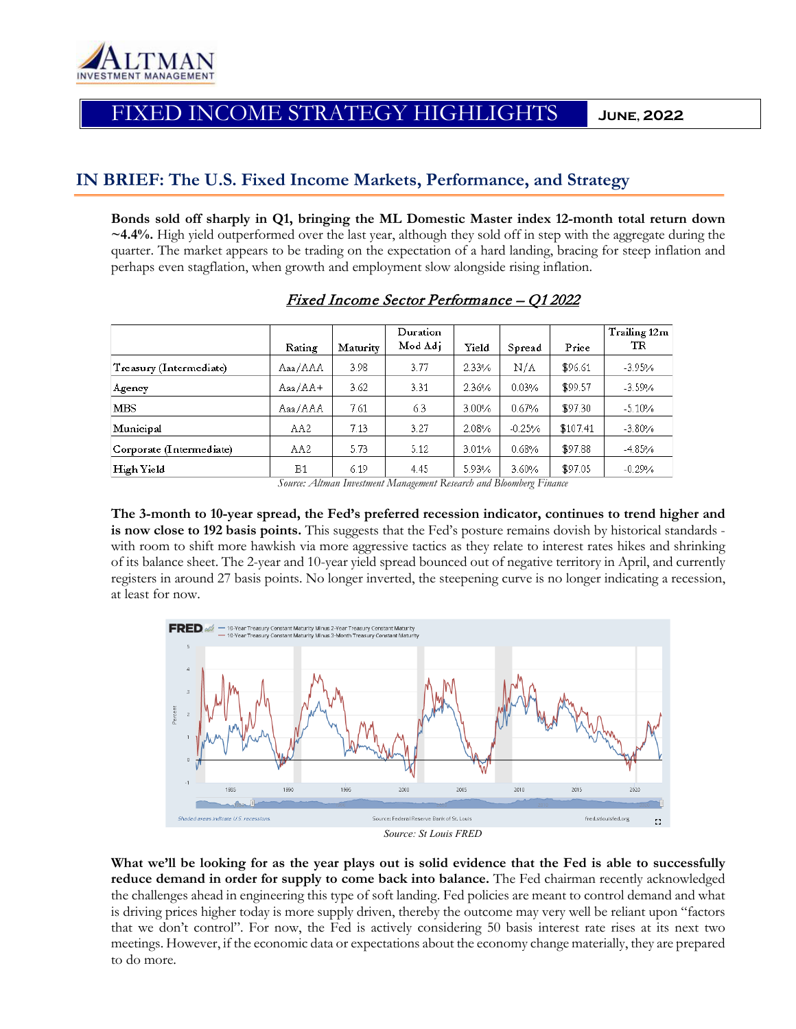ALTMAN INVESTMENT MANAGEMENT

# FIXED INCOME STRATEGY HIGHLIGHTS

**June, 2022**

## IN BRIEF: The U.S. Fixed Income Markets, Performance, and Strategy

**Bonds sold off sharply in Q1, bringing the ML Domestic Master index 12-month total return down ~4.4%.** High yield outperformed over the last year, although they sold off in step with the aggregate during the quarter. The market appears to be trading on the expectation of a hard landing, bracing for steep inflation and perhaps even stagflation, when growth and employment slow alongside rising inflation.

*Fixed Income Sector Performance – Q1 2022*

| | Rating | Maturity | Duration Mod Adj | Yield | Spread | Price | Trailing 12m TR |
|---|---|---|---|---|---|---|---|
| Treasury (Intermediate) | Aaa/AAA | 3.98 | 3.77 | 2.33% | N/A | $96.61 | -3.95% |
| Agency | Aaa/AA+ | 3.62 | 3.31 | 2.36% | 0.03% | $99.57 | -3.59% |
| MBS | Aaa/AAA | 7.61 | 6.3 | 3.00% | 0.67% | $97.30 | -5.10% |
| Municipal | AA2 | 7.13 | 3.27 | 2.08% | -0.25% | $107.41 | -3.80% |
| Corporate (Intermediate) | AA2 | 5.73 | 5.12 | 3.01% | 0.68% | $97.88 | -4.85% |
| High Yield | B1 | 6.19 | 4.45 | 5.93% | 3.60% | $97.05 | -0.29% |

*Source: Altman Investment Management Research and Bloomberg Finance*

**The 3-month to 10-year spread, the Fed's preferred recession indicator, continues to trend higher and is now close to 192 basis points.** This suggests that the Fed's posture remains dovish by historical standards - with room to shift more hawkish via more aggressive tactics as they relate to interest rates hikes and shrinking of its balance sheet. The 2-year and 10-year yield spread bounced out of negative territory in April, and currently registers in around 27 basis points. No longer inverted, the steepening curve is no longer indicating a recession, at least for now.

FRED — 10-Year Treasury Constant Maturity Minus 2-Year Treasury Constant Maturity
— 10-Year Treasury Constant Maturity Minus 3-Month Treasury Constant Maturity
Percent
5
4
3
2
1
0
-1
1985 1990 1995 2000 2005 2010 2015 2020
Shaded areas indicate U.S. recessions
Source: Federal Reserve Bank of St. Louis
fred.stlouisfed.org

*Source: St Louis FRED*

**What we'll be looking for as the year plays out is solid evidence that the Fed is able to successfully reduce demand in order for supply to come back into balance.** The Fed chairman recently acknowledged the challenges ahead in engineering this type of soft landing. Fed policies are meant to control demand and what is driving prices higher today is more supply driven, thereby the outcome may very well be reliant upon "factors that we don't control". For now, the Fed is actively considering 50 basis interest rate rises at its next two meetings. However, if the economic data or expectations about the economy change materially, they are prepared to do more.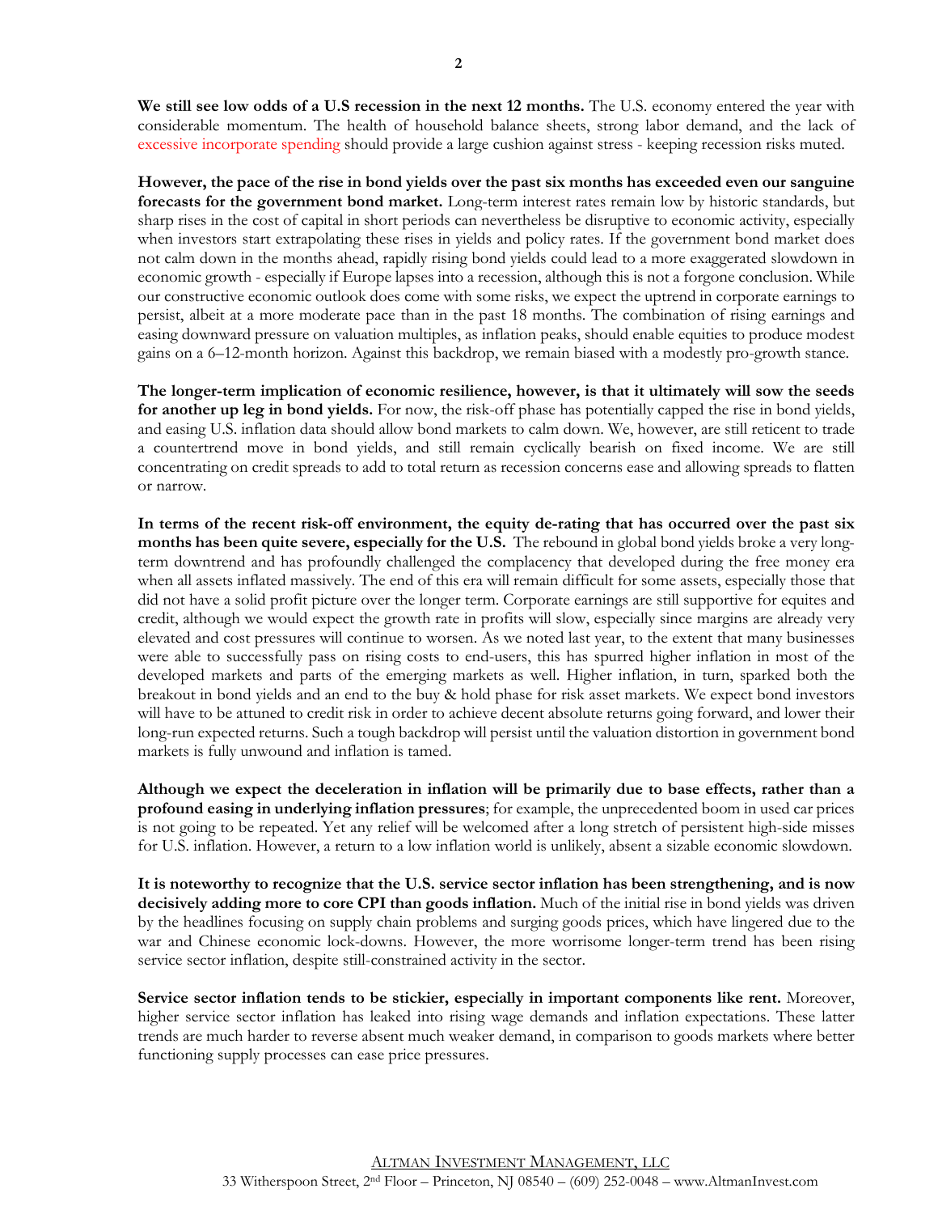**We still see low odds of a U.S recession in the next 12 months.** The U.S. economy entered the year with considerable momentum. The health of household balance sheets, strong labor demand, and the lack of excessive incorporate spending should provide a large cushion against stress - keeping recession risks muted.

**However, the pace of the rise in bond yields over the past six months has exceeded even our sanguine forecasts for the government bond market.** Long-term interest rates remain low by historic standards, but sharp rises in the cost of capital in short periods can nevertheless be disruptive to economic activity, especially when investors start extrapolating these rises in yields and policy rates. If the government bond market does not calm down in the months ahead, rapidly rising bond yields could lead to a more exaggerated slowdown in economic growth - especially if Europe lapses into a recession, although this is not a forgone conclusion. While our constructive economic outlook does come with some risks, we expect the uptrend in corporate earnings to persist, albeit at a more moderate pace than in the past 18 months. The combination of rising earnings and easing downward pressure on valuation multiples, as inflation peaks, should enable equities to produce modest gains on a 6–12-month horizon. Against this backdrop, we remain biased with a modestly pro-growth stance.

**The longer-term implication of economic resilience, however, is that it ultimately will sow the seeds for another up leg in bond yields.** For now, the risk-off phase has potentially capped the rise in bond yields, and easing U.S. inflation data should allow bond markets to calm down. We, however, are still reticent to trade a countertrend move in bond yields, and still remain cyclically bearish on fixed income. We are still concentrating on credit spreads to add to total return as recession concerns ease and allowing spreads to flatten or narrow.

**In terms of the recent risk-off environment, the equity de-rating that has occurred over the past six months has been quite severe, especially for the U.S.** The rebound in global bond yields broke a very long-term downtrend and has profoundly challenged the complacency that developed during the free money era when all assets inflated massively. The end of this era will remain difficult for some assets, especially those that did not have a solid profit picture over the longer term. Corporate earnings are still supportive for equites and credit, although we would expect the growth rate in profits will slow, especially since margins are already very elevated and cost pressures will continue to worsen. As we noted last year, to the extent that many businesses were able to successfully pass on rising costs to end-users, this has spurred higher inflation in most of the developed markets and parts of the emerging markets as well. Higher inflation, in turn, sparked both the breakout in bond yields and an end to the buy & hold phase for risk asset markets. We expect bond investors will have to be attuned to credit risk in order to achieve decent absolute returns going forward, and lower their long-run expected returns. Such a tough backdrop will persist until the valuation distortion in government bond markets is fully unwound and inflation is tamed.

**Although we expect the deceleration in inflation will be primarily due to base effects, rather than a profound easing in underlying inflation pressures**; for example, the unprecedented boom in used car prices is not going to be repeated. Yet any relief will be welcomed after a long stretch of persistent high-side misses for U.S. inflation. However, a return to a low inflation world is unlikely, absent a sizable economic slowdown.

**It is noteworthy to recognize that the U.S. service sector inflation has been strengthening, and is now decisively adding more to core CPI than goods inflation.** Much of the initial rise in bond yields was driven by the headlines focusing on supply chain problems and surging goods prices, which have lingered due to the war and Chinese economic lock-downs. However, the more worrisome longer-term trend has been rising service sector inflation, despite still-constrained activity in the sector.

**Service sector inflation tends to be stickier, especially in important components like rent.** Moreover, higher service sector inflation has leaked into rising wage demands and inflation expectations. These latter trends are much harder to reverse absent much weaker demand, in comparison to goods markets where better functioning supply processes can ease price pressures.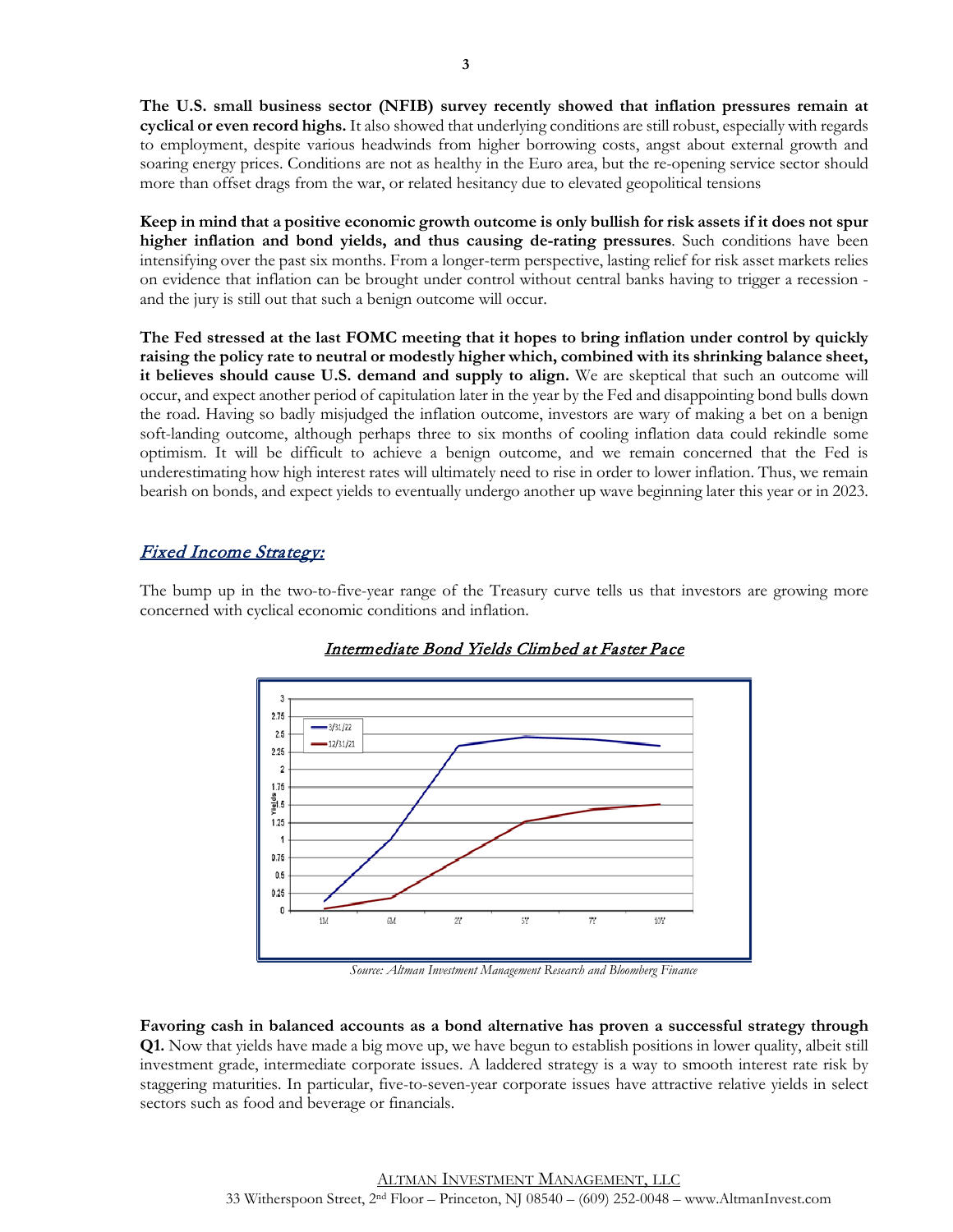**The U.S. small business sector (NFIB) survey recently showed that inflation pressures remain at cyclical or even record highs.** It also showed that underlying conditions are still robust, especially with regards to employment, despite various headwinds from higher borrowing costs, angst about external growth and soaring energy prices. Conditions are not as healthy in the Euro area, but the re-opening service sector should more than offset drags from the war, or related hesitancy due to elevated geopolitical tensions

**Keep in mind that a positive economic growth outcome is only bullish for risk assets if it does not spur higher inflation and bond yields, and thus causing de-rating pressures**. Such conditions have been intensifying over the past six months. From a longer-term perspective, lasting relief for risk asset markets relies on evidence that inflation can be brought under control without central banks having to trigger a recession - and the jury is still out that such a benign outcome will occur.

**The Fed stressed at the last FOMC meeting that it hopes to bring inflation under control by quickly raising the policy rate to neutral or modestly higher which, combined with its shrinking balance sheet, it believes should cause U.S. demand and supply to align.** We are skeptical that such an outcome will occur, and expect another period of capitulation later in the year by the Fed and disappointing bond bulls down the road. Having so badly misjudged the inflation outcome, investors are wary of making a bet on a benign soft-landing outcome, although perhaps three to six months of cooling inflation data could rekindle some optimism. It will be difficult to achieve a benign outcome, and we remain concerned that the Fed is underestimating how high interest rates will ultimately need to rise in order to lower inflation. Thus, we remain bearish on bonds, and expect yields to eventually undergo another up wave beginning later this year or in 2023.

## *Fixed Income Strategy:*

The bump up in the two-to-five-year range of the Treasury curve tells us that investors are growing more concerned with cyclical economic conditions and inflation.

*Intermediate Bond Yields Climbed at Faster Pace*

3/31/22
12/31/21
Yields
3
2.75
2.5
2.25
2
1.75
1.5
1.25
1
0.75
0.5
0.25
0
1M 6M 2Y 5Y 7Y 10Y

*Source: Altman Investment Management Research and Bloomberg Finance*

**Favoring cash in balanced accounts as a bond alternative has proven a successful strategy through Q1.** Now that yields have made a big move up, we have begun to establish positions in lower quality, albeit still investment grade, intermediate corporate issues. A laddered strategy is a way to smooth interest rate risk by staggering maturities. In particular, five-to-seven-year corporate issues have attractive relative yields in select sectors such as food and beverage or financials.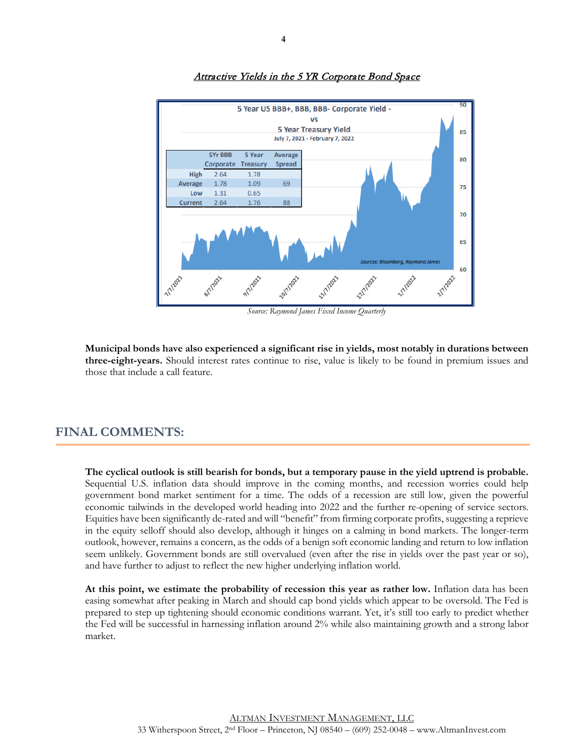*Attractive Yields in the 5 YR Corporate Bond Space*

5 Year US BBB+, BBB, BBB- Corporate Yield - vs 5 Year Treasury Yield

July 7, 2021 - February 7, 2022

| | 5Yr BBB Corporate | 5 Year Treasury | Average Spread |
|---|---|---|---|
| High | 2.64 | 1.78 | |
| Average | 1.78 | 1.09 | 69 |
| Low | 1.31 | 0.65 | |
| Current | 2.64 | 1.76 | 88 |

90
85
80
75
70
65
60

7/7/2021
8/7/2021
9/7/2021
10/7/2021
11/7/2021
12/7/2021
1/7/2022
2/7/2022

Sources: Bloomberg, Raymond James

*Source: Raymond James Fixed Income Quarterly*

**Municipal bonds have also experienced a significant rise in yields, most notably in durations between three-eight-years.** Should interest rates continue to rise, value is likely to be found in premium issues and those that include a call feature.

## FINAL COMMENTS:

**The cyclical outlook is still bearish for bonds, but a temporary pause in the yield uptrend is probable.** Sequential U.S. inflation data should improve in the coming months, and recession worries could help government bond market sentiment for a time. The odds of a recession are still low, given the powerful economic tailwinds in the developed world heading into 2022 and the further re-opening of service sectors. Equities have been significantly de-rated and will "benefit" from firming corporate profits, suggesting a reprieve in the equity selloff should also develop, although it hinges on a calming in bond markets. The longer-term outlook, however, remains a concern, as the odds of a benign soft economic landing and return to low inflation seem unlikely. Government bonds are still overvalued (even after the rise in yields over the past year or so), and have further to adjust to reflect the new higher underlying inflation world.

**At this point, we estimate the probability of recession this year as rather low.** Inflation data has been easing somewhat after peaking in March and should cap bond yields which appear to be oversold. The Fed is prepared to step up tightening should economic conditions warrant. Yet, it's still too early to predict whether the Fed will be successful in harnessing inflation around 2% while also maintaining growth and a strong labor market.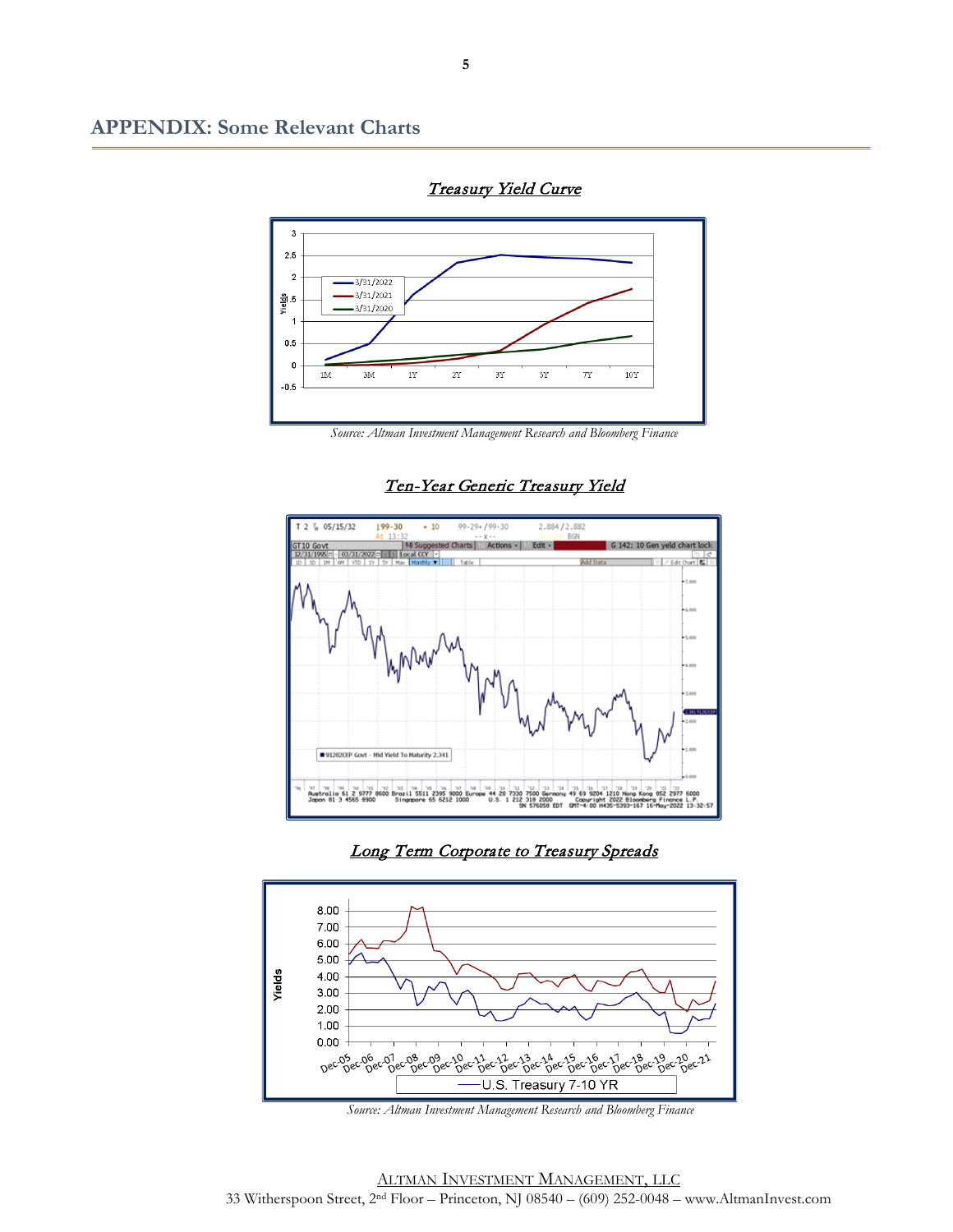## APPENDIX: Some Relevant Charts

***Treasury Yield Curve***

3
2.5
2
1.5
1
0.5
0
-0.5

Yields

3/31/2022
3/31/2021
3/31/2020

1M 3M 1Y 2Y 3Y 5Y 7Y 10Y

*Source: Altman Investment Management Research and Bloomberg Finance*

***Ten-Year Generic Treasury Yield***

91282CEP Govt - Mid Yield To Maturity 2.341

Australia 61 2 9777 8600 Brazil 5511 2395 9000 Europe 44 20 7330 7500 Germany 49 69 9204 1210 Hong Kong 852 2977 6000
Japan 81 3 4565 8900 Singapore 65 6212 1000 U.S. 1 212 318 2000 Copyright 2022 Bloomberg Finance L.P.
SN 576058 EDT GMT-4:00 H435-5393-167 16-May-2022 13:32:57

***Long Term Corporate to Treasury Spreads***

8.00
7.00
6.00
5.00
4.00
3.00
2.00
1.00
0.00

Yields

Dec-05 Dec-06 Dec-07 Dec-08 Dec-09 Dec-10 Dec-11 Dec-12 Dec-13 Dec-14 Dec-15 Dec-16 Dec-17 Dec-18 Dec-19 Dec-20 Dec-21

U.S. Treasury 7-10 YR

*Source: Altman Investment Management Research and Bloomberg Finance*

ALTMAN INVESTMENT MANAGEMENT, LLC
33 Witherspoon Street, 2nd Floor – Princeton, NJ 08540 – (609) 252-0048 – www.AltmanInvest.com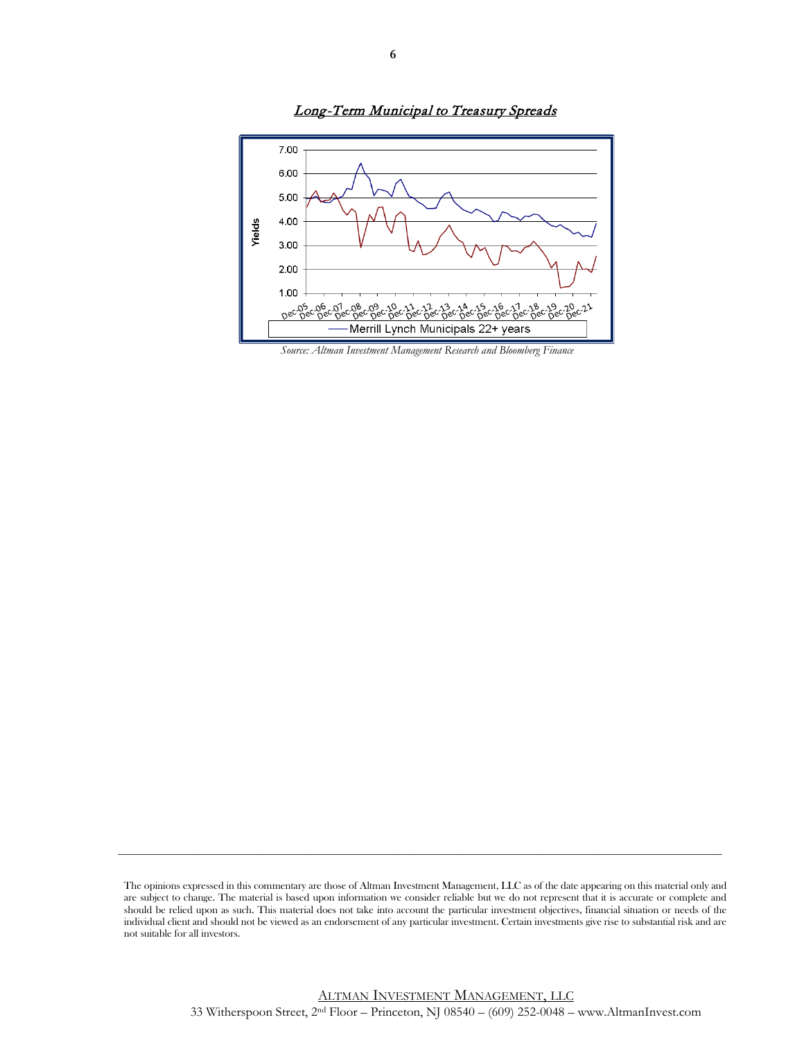## *Long-Term Municipal to Treasury Spreads*

Yields

7.00
6.00
5.00
4.00
3.00
2.00
1.00

Dec-05 Dec-06 Dec-07 Dec-08 Dec-09 Dec-10 Dec-11 Dec-12 Dec-13 Dec-14 Dec-15 Dec-16 Dec-17 Dec-18 Dec-19 Dec-20 Dec-21

Merrill Lynch Municipals 22+ years

*Source: Altman Investment Management Research and Bloomberg Finance*

The opinions expressed in this commentary are those of Altman Investment Management, LLC as of the date appearing on this material only and are subject to change. The material is based upon information we consider reliable but we do not represent that it is accurate or complete and should be relied upon as such. This material does not take into account the particular investment objectives, financial situation or needs of the individual client and should not be viewed as an endorsement of any particular investment. Certain investments give rise to substantial risk and are not suitable for all investors.

ALTMAN INVESTMENT MANAGEMENT, LLC
33 Witherspoon Street, 2nd Floor – Princeton, NJ 08540 – (609) 252-0048 – www.AltmanInvest.com